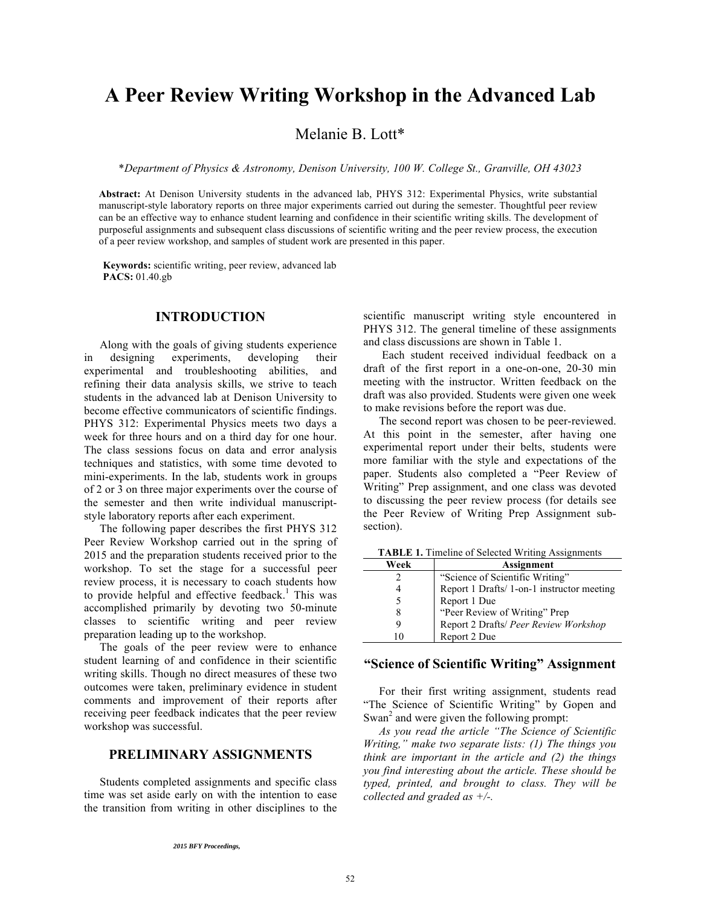# A Peer Review Writing Workshop in the Advanced Lab

Melanie B. Lott*

*\*Department of Physics & Astronomy, Denison University, 100 W. College St., Granville, OH 43023*

**Abstract:** At Denison University students in the advanced lab, PHYS 312: Experimental Physics, write substantial manuscript-style laboratory reports on three major experiments carried out during the semester. Thoughtful peer review can be an effective way to enhance student learning and confidence in their scientific writing skills. The development of purposeful assignments and subsequent class discussions of scientific writing and the peer review process, the execution of a peer review workshop, and samples of student work are presented in this paper.

**Keywords:** scientific writing, peer review, advanced lab
**PACS:** 01.40.gb

## INTRODUCTION

Along with the goals of giving students experience in designing experiments, developing their experimental and troubleshooting abilities, and refining their data analysis skills, we strive to teach students in the advanced lab at Denison University to become effective communicators of scientific findings. PHYS 312: Experimental Physics meets two days a week for three hours and on a third day for one hour. The class sessions focus on data and error analysis techniques and statistics, with some time devoted to mini-experiments. In the lab, students work in groups of 2 or 3 on three major experiments over the course of the semester and then write individual manuscript-style laboratory reports after each experiment.

The following paper describes the first PHYS 312 Peer Review Workshop carried out in the spring of 2015 and the preparation students received prior to the workshop. To set the stage for a successful peer review process, it is necessary to coach students how to provide helpful and effective feedback.[1] This was accomplished primarily by devoting two 50-minute classes to scientific writing and peer review preparation leading up to the workshop.

The goals of the peer review were to enhance student learning of and confidence in their scientific writing skills. Though no direct measures of these two outcomes were taken, preliminary evidence in student comments and improvement of their reports after receiving peer feedback indicates that the peer review workshop was successful.

## PRELIMINARY ASSIGNMENTS

Students completed assignments and specific class time was set aside early on with the intention to ease the transition from writing in other disciplines to the scientific manuscript writing style encountered in PHYS 312. The general timeline of these assignments and class discussions are shown in Table 1.

Each student received individual feedback on a draft of the first report in a one-on-one, 20-30 min meeting with the instructor. Written feedback on the draft was also provided. Students were given one week to make revisions before the report was due.

The second report was chosen to be peer-reviewed. At this point in the semester, after having one experimental report under their belts, students were more familiar with the style and expectations of the paper. Students also completed a "Peer Review of Writing" Prep assignment, and one class was devoted to discussing the peer review process (for details see the Peer Review of Writing Prep Assignment sub-section).

**TABLE 1.** Timeline of Selected Writing Assignments

| Week | Assignment |
|---|---|
| 2 | "Science of Scientific Writing" |
| 4 | Report 1 Drafts/ 1-on-1 instructor meeting |
| 5 | Report 1 Due |
| 8 | "Peer Review of Writing" Prep |
| 9 | Report 2 Drafts/ *Peer Review Workshop* |
| 10 | Report 2 Due |

### "Science of Scientific Writing" Assignment

For their first writing assignment, students read "The Science of Scientific Writing" by Gopen and Swan[2] and were given the following prompt:

*As you read the article "The Science of Scientific Writing," make two separate lists: (1) The things you think are important in the article and (2) the things you find interesting about the article. These should be typed, printed, and brought to class. They will be collected and graded as +/-.*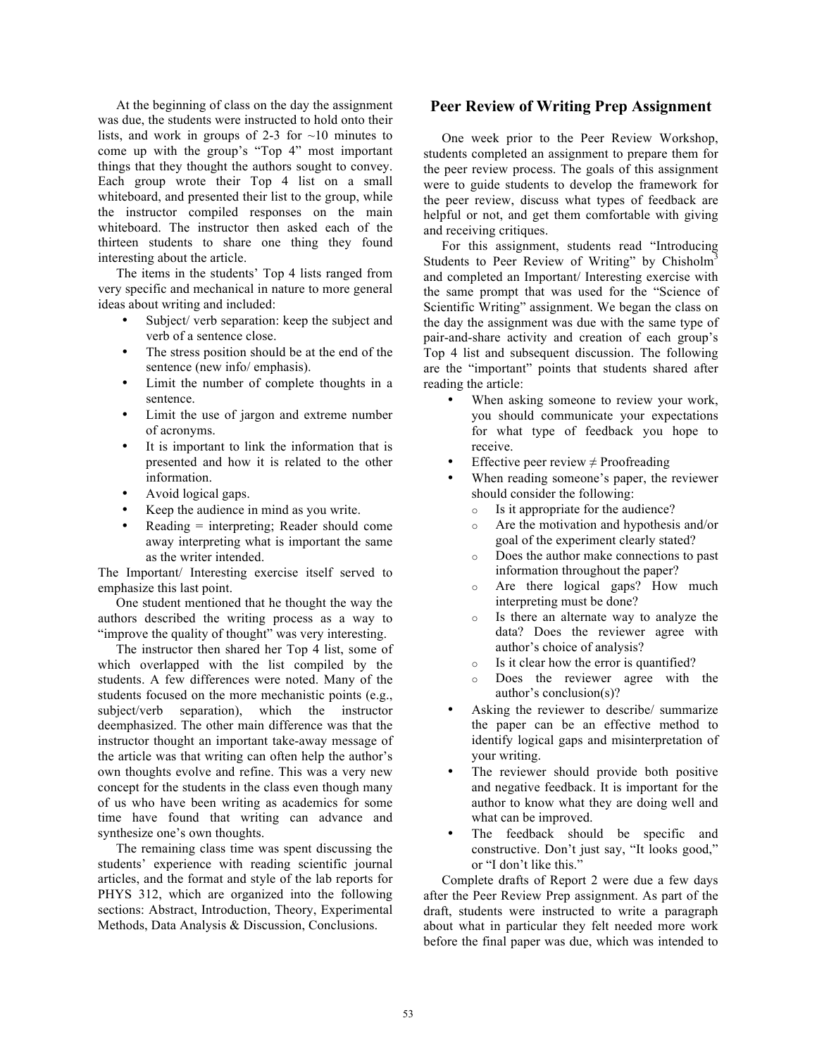At the beginning of class on the day the assignment was due, the students were instructed to hold onto their lists, and work in groups of 2-3 for ~10 minutes to come up with the group's "Top 4" most important things that they thought the authors sought to convey. Each group wrote their Top 4 list on a small whiteboard, and presented their list to the group, while the instructor compiled responses on the main whiteboard. The instructor then asked each of the thirteen students to share one thing they found interesting about the article.

The items in the students' Top 4 lists ranged from very specific and mechanical in nature to more general ideas about writing and included:

- Subject/ verb separation: keep the subject and verb of a sentence close.
- The stress position should be at the end of the sentence (new info/ emphasis).
- Limit the number of complete thoughts in a sentence.
- Limit the use of jargon and extreme number of acronyms.
- It is important to link the information that is presented and how it is related to the other information.
- Avoid logical gaps.
- Keep the audience in mind as you write.
- Reading = interpreting; Reader should come away interpreting what is important the same as the writer intended.

The Important/ Interesting exercise itself served to emphasize this last point.

One student mentioned that he thought the way the authors described the writing process as a way to "improve the quality of thought" was very interesting.

The instructor then shared her Top 4 list, some of which overlapped with the list compiled by the students. A few differences were noted. Many of the students focused on the more mechanistic points (e.g., subject/verb separation), which the instructor deemphasized. The other main difference was that the instructor thought an important take-away message of the article was that writing can often help the author's own thoughts evolve and refine. This was a very new concept for the students in the class even though many of us who have been writing as academics for some time have found that writing can advance and synthesize one's own thoughts.

The remaining class time was spent discussing the students' experience with reading scientific journal articles, and the format and style of the lab reports for PHYS 312, which are organized into the following sections: Abstract, Introduction, Theory, Experimental Methods, Data Analysis & Discussion, Conclusions.

## Peer Review of Writing Prep Assignment

One week prior to the Peer Review Workshop, students completed an assignment to prepare them for the peer review process. The goals of this assignment were to guide students to develop the framework for the peer review, discuss what types of feedback are helpful or not, and get them comfortable with giving and receiving critiques.

For this assignment, students read "Introducing Students to Peer Review of Writing" by Chisholm[3] and completed an Important/ Interesting exercise with the same prompt that was used for the "Science of Scientific Writing" assignment. We began the class on the day the assignment was due with the same type of pair-and-share activity and creation of each group's Top 4 list and subsequent discussion. The following are the "important" points that students shared after reading the article:

- When asking someone to review your work, you should communicate your expectations for what type of feedback you hope to receive.
- Effective peer review ≠ Proofreading
- When reading someone's paper, the reviewer should consider the following:
  - Is it appropriate for the audience?
  - Are the motivation and hypothesis and/or goal of the experiment clearly stated?
  - Does the author make connections to past information throughout the paper?
  - Are there logical gaps? How much interpreting must be done?
  - Is there an alternate way to analyze the data? Does the reviewer agree with author's choice of analysis?
  - Is it clear how the error is quantified?
  - Does the reviewer agree with the author's conclusion(s)?
- Asking the reviewer to describe/ summarize the paper can be an effective method to identify logical gaps and misinterpretation of your writing.
- The reviewer should provide both positive and negative feedback. It is important for the author to know what they are doing well and what can be improved.
- The feedback should be specific and constructive. Don't just say, "It looks good," or "I don't like this."

Complete drafts of Report 2 were due a few days after the Peer Review Prep assignment. As part of the draft, students were instructed to write a paragraph about what in particular they felt needed more work before the final paper was due, which was intended to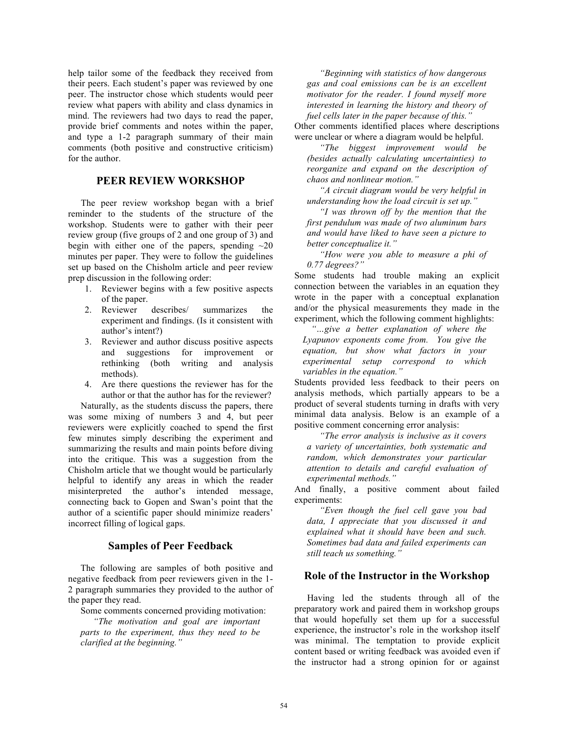help tailor some of the feedback they received from their peers. Each student's paper was reviewed by one peer. The instructor chose which students would peer review what papers with ability and class dynamics in mind. The reviewers had two days to read the paper, provide brief comments and notes within the paper, and type a 1-2 paragraph summary of their main comments (both positive and constructive criticism) for the author.

## PEER REVIEW WORKSHOP

The peer review workshop began with a brief reminder to the students of the structure of the workshop. Students were to gather with their peer review group (five groups of 2 and one group of 3) and begin with either one of the papers, spending ~20 minutes per paper. They were to follow the guidelines set up based on the Chisholm article and peer review prep discussion in the following order:

1. Reviewer begins with a few positive aspects of the paper.
2. Reviewer describes/ summarizes the experiment and findings. (Is it consistent with author's intent?)
3. Reviewer and author discuss positive aspects and suggestions for improvement or rethinking (both writing and analysis methods).
4. Are there questions the reviewer has for the author or that the author has for the reviewer?

Naturally, as the students discuss the papers, there was some mixing of numbers 3 and 4, but peer reviewers were explicitly coached to spend the first few minutes simply describing the experiment and summarizing the results and main points before diving into the critique. This was a suggestion from the Chisholm article that we thought would be particularly helpful to identify any areas in which the reader misinterpreted the author's intended message, connecting back to Gopen and Swan's point that the author of a scientific paper should minimize readers' incorrect filling of logical gaps.

### Samples of Peer Feedback

The following are samples of both positive and negative feedback from peer reviewers given in the 1-2 paragraph summaries they provided to the author of the paper they read.

Some comments concerned providing motivation:

> *"The motivation and goal are important parts to the experiment, thus they need to be clarified at the beginning."*

> *"Beginning with statistics of how dangerous gas and coal emissions can be is an excellent motivator for the reader. I found myself more interested in learning the history and theory of fuel cells later in the paper because of this."*

Other comments identified places where descriptions were unclear or where a diagram would be helpful.

> *"The biggest improvement would be (besides actually calculating uncertainties) to reorganize and expand on the description of chaos and nonlinear motion."*

> *"A circuit diagram would be very helpful in understanding how the load circuit is set up."*

> *"I was thrown off by the mention that the first pendulum was made of two aluminum bars and would have liked to have seen a picture to better conceptualize it."*

> *"How were you able to measure a phi of 0.77 degrees?"*

Some students had trouble making an explicit connection between the variables in an equation they wrote in the paper with a conceptual explanation and/or the physical measurements they made in the experiment, which the following comment highlights:

> *"…give a better explanation of where the Lyapunov exponents come from. You give the equation, but show what factors in your experimental setup correspond to which variables in the equation."*

Students provided less feedback to their peers on analysis methods, which partially appears to be a product of several students turning in drafts with very minimal data analysis. Below is an example of a positive comment concerning error analysis:

> *"The error analysis is inclusive as it covers a variety of uncertainties, both systematic and random, which demonstrates your particular attention to details and careful evaluation of experimental methods."*

And finally, a positive comment about failed experiments:

> *"Even though the fuel cell gave you bad data, I appreciate that you discussed it and explained what it should have been and such. Sometimes bad data and failed experiments can still teach us something."*

### Role of the Instructor in the Workshop

Having led the students through all of the preparatory work and paired them in workshop groups that would hopefully set them up for a successful experience, the instructor's role in the workshop itself was minimal. The temptation to provide explicit content based or writing feedback was avoided even if the instructor had a strong opinion for or against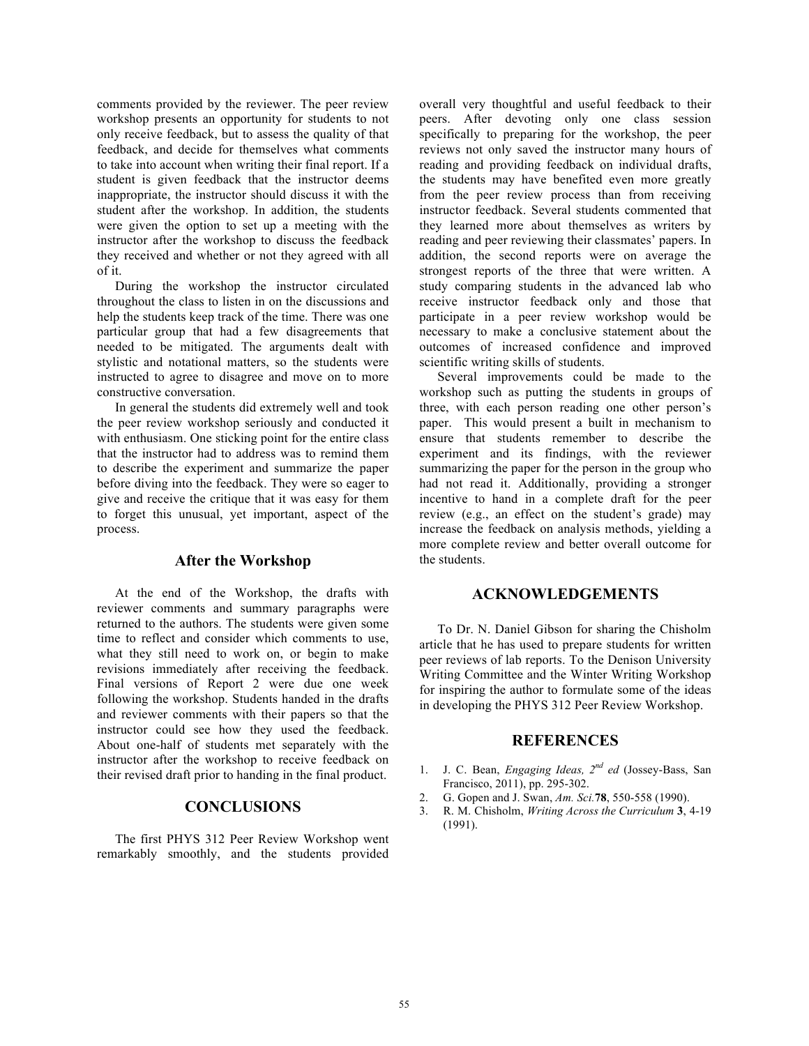comments provided by the reviewer. The peer review workshop presents an opportunity for students to not only receive feedback, but to assess the quality of that feedback, and decide for themselves what comments to take into account when writing their final report. If a student is given feedback that the instructor deems inappropriate, the instructor should discuss it with the student after the workshop. In addition, the students were given the option to set up a meeting with the instructor after the workshop to discuss the feedback they received and whether or not they agreed with all of it.

During the workshop the instructor circulated throughout the class to listen in on the discussions and help the students keep track of the time. There was one particular group that had a few disagreements that needed to be mitigated. The arguments dealt with stylistic and notational matters, so the students were instructed to agree to disagree and move on to more constructive conversation.

In general the students did extremely well and took the peer review workshop seriously and conducted it with enthusiasm. One sticking point for the entire class that the instructor had to address was to remind them to describe the experiment and summarize the paper before diving into the feedback. They were so eager to give and receive the critique that it was easy for them to forget this unusual, yet important, aspect of the process.

## After the Workshop

At the end of the Workshop, the drafts with reviewer comments and summary paragraphs were returned to the authors. The students were given some time to reflect and consider which comments to use, what they still need to work on, or begin to make revisions immediately after receiving the feedback. Final versions of Report 2 were due one week following the workshop. Students handed in the drafts and reviewer comments with their papers so that the instructor could see how they used the feedback. About one-half of students met separately with the instructor after the workshop to receive feedback on their revised draft prior to handing in the final product.

## CONCLUSIONS

The first PHYS 312 Peer Review Workshop went remarkably smoothly, and the students provided overall very thoughtful and useful feedback to their peers. After devoting only one class session specifically to preparing for the workshop, the peer reviews not only saved the instructor many hours of reading and providing feedback on individual drafts, the students may have benefited even more greatly from the peer review process than from receiving instructor feedback. Several students commented that they learned more about themselves as writers by reading and peer reviewing their classmates' papers. In addition, the second reports were on average the strongest reports of the three that were written. A study comparing students in the advanced lab who receive instructor feedback only and those that participate in a peer review workshop would be necessary to make a conclusive statement about the outcomes of increased confidence and improved scientific writing skills of students.

Several improvements could be made to the workshop such as putting the students in groups of three, with each person reading one other person's paper. This would present a built in mechanism to ensure that students remember to describe the experiment and its findings, with the reviewer summarizing the paper for the person in the group who had not read it. Additionally, providing a stronger incentive to hand in a complete draft for the peer review (e.g., an effect on the student's grade) may increase the feedback on analysis methods, yielding a more complete review and better overall outcome for the students.

## ACKNOWLEDGEMENTS

To Dr. N. Daniel Gibson for sharing the Chisholm article that he has used to prepare students for written peer reviews of lab reports. To the Denison University Writing Committee and the Winter Writing Workshop for inspiring the author to formulate some of the ideas in developing the PHYS 312 Peer Review Workshop.

## REFERENCES

1. J. C. Bean, *Engaging Ideas, 2nd ed* (Jossey-Bass, San Francisco, 2011), pp. 295-302.
2. G. Gopen and J. Swan, *Am. Sci.* **78**, 550-558 (1990).
3. R. M. Chisholm, *Writing Across the Curriculum* **3**, 4-19 (1991).